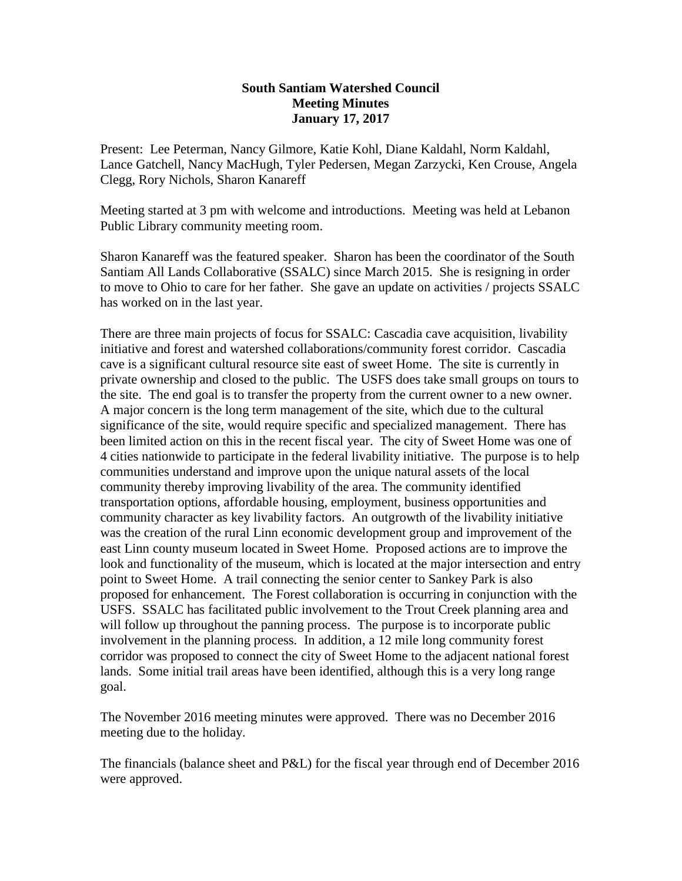**South Santiam Watershed Council**
**Meeting Minutes**
**January 17, 2017**

Present: Lee Peterman, Nancy Gilmore, Katie Kohl, Diane Kaldahl, Norm Kaldahl, Lance Gatchell, Nancy MacHugh, Tyler Pedersen, Megan Zarzycki, Ken Crouse, Angela Clegg, Rory Nichols, Sharon Kanareff

Meeting started at 3 pm with welcome and introductions. Meeting was held at Lebanon Public Library community meeting room.

Sharon Kanareff was the featured speaker. Sharon has been the coordinator of the South Santiam All Lands Collaborative (SSALC) since March 2015. She is resigning in order to move to Ohio to care for her father. She gave an update on activities / projects SSALC has worked on in the last year.

There are three main projects of focus for SSALC: Cascadia cave acquisition, livability initiative and forest and watershed collaborations/community forest corridor. Cascadia cave is a significant cultural resource site east of sweet Home. The site is currently in private ownership and closed to the public. The USFS does take small groups on tours to the site. The end goal is to transfer the property from the current owner to a new owner. A major concern is the long term management of the site, which due to the cultural significance of the site, would require specific and specialized management. There has been limited action on this in the recent fiscal year. The city of Sweet Home was one of 4 cities nationwide to participate in the federal livability initiative. The purpose is to help communities understand and improve upon the unique natural assets of the local community thereby improving livability of the area. The community identified transportation options, affordable housing, employment, business opportunities and community character as key livability factors. An outgrowth of the livability initiative was the creation of the rural Linn economic development group and improvement of the east Linn county museum located in Sweet Home. Proposed actions are to improve the look and functionality of the museum, which is located at the major intersection and entry point to Sweet Home. A trail connecting the senior center to Sankey Park is also proposed for enhancement. The Forest collaboration is occurring in conjunction with the USFS. SSALC has facilitated public involvement to the Trout Creek planning area and will follow up throughout the panning process. The purpose is to incorporate public involvement in the planning process. In addition, a 12 mile long community forest corridor was proposed to connect the city of Sweet Home to the adjacent national forest lands. Some initial trail areas have been identified, although this is a very long range goal.

The November 2016 meeting minutes were approved. There was no December 2016 meeting due to the holiday.

The financials (balance sheet and P&L) for the fiscal year through end of December 2016 were approved.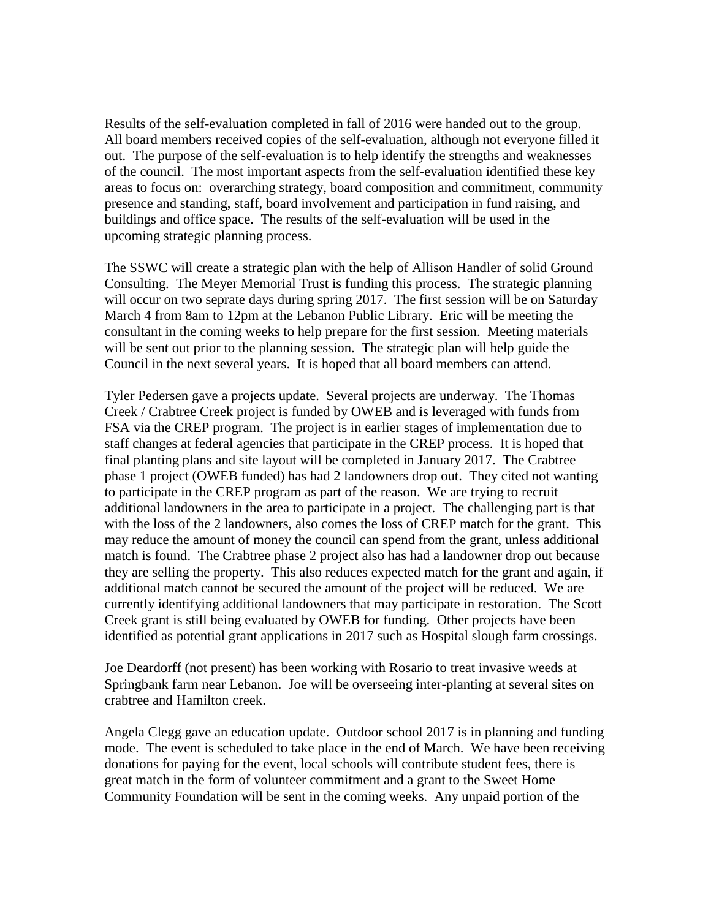Results of the self-evaluation completed in fall of 2016 were handed out to the group. All board members received copies of the self-evaluation, although not everyone filled it out. The purpose of the self-evaluation is to help identify the strengths and weaknesses of the council. The most important aspects from the self-evaluation identified these key areas to focus on: overarching strategy, board composition and commitment, community presence and standing, staff, board involvement and participation in fund raising, and buildings and office space. The results of the self-evaluation will be used in the upcoming strategic planning process.

The SSWC will create a strategic plan with the help of Allison Handler of solid Ground Consulting. The Meyer Memorial Trust is funding this process. The strategic planning will occur on two seprate days during spring 2017. The first session will be on Saturday March 4 from 8am to 12pm at the Lebanon Public Library. Eric will be meeting the consultant in the coming weeks to help prepare for the first session. Meeting materials will be sent out prior to the planning session. The strategic plan will help guide the Council in the next several years. It is hoped that all board members can attend.

Tyler Pedersen gave a projects update. Several projects are underway. The Thomas Creek / Crabtree Creek project is funded by OWEB and is leveraged with funds from FSA via the CREP program. The project is in earlier stages of implementation due to staff changes at federal agencies that participate in the CREP process. It is hoped that final planting plans and site layout will be completed in January 2017. The Crabtree phase 1 project (OWEB funded) has had 2 landowners drop out. They cited not wanting to participate in the CREP program as part of the reason. We are trying to recruit additional landowners in the area to participate in a project. The challenging part is that with the loss of the 2 landowners, also comes the loss of CREP match for the grant. This may reduce the amount of money the council can spend from the grant, unless additional match is found. The Crabtree phase 2 project also has had a landowner drop out because they are selling the property. This also reduces expected match for the grant and again, if additional match cannot be secured the amount of the project will be reduced. We are currently identifying additional landowners that may participate in restoration. The Scott Creek grant is still being evaluated by OWEB for funding. Other projects have been identified as potential grant applications in 2017 such as Hospital slough farm crossings.

Joe Deardorff (not present) has been working with Rosario to treat invasive weeds at Springbank farm near Lebanon. Joe will be overseeing inter-planting at several sites on crabtree and Hamilton creek.

Angela Clegg gave an education update. Outdoor school 2017 is in planning and funding mode. The event is scheduled to take place in the end of March. We have been receiving donations for paying for the event, local schools will contribute student fees, there is great match in the form of volunteer commitment and a grant to the Sweet Home Community Foundation will be sent in the coming weeks. Any unpaid portion of the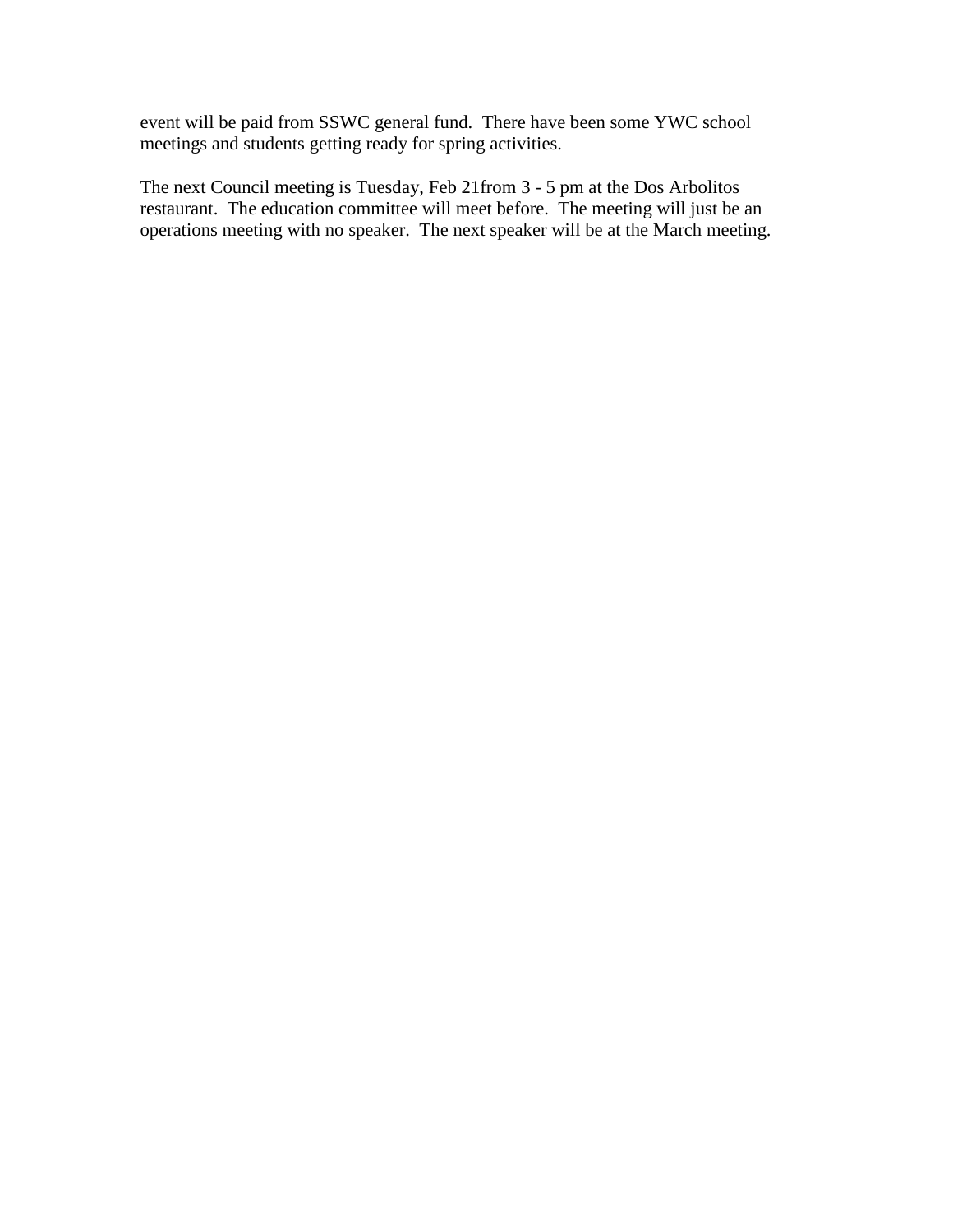event will be paid from SSWC general fund.  There have been some YWC school meetings and students getting ready for spring activities.

The next Council meeting is Tuesday, Feb 21from 3 - 5 pm at the Dos Arbolitos restaurant.  The education committee will meet before.  The meeting will just be an operations meeting with no speaker.  The next speaker will be at the March meeting.